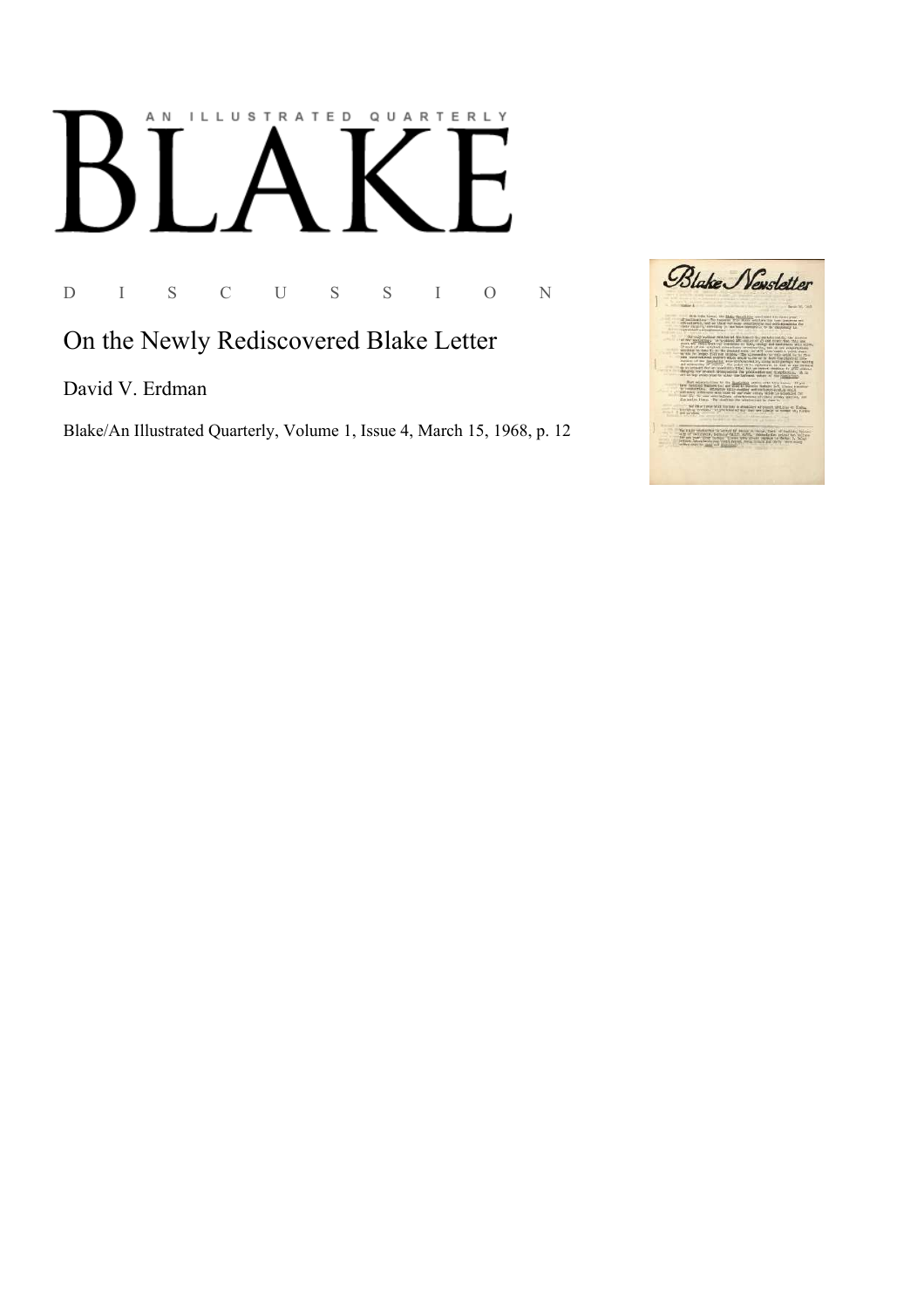AN ILLUSTRATED QUARTERLY

# BLAKE

D I S C U S S I O N

## On the Newly Rediscovered Blake Letter

David V. Erdman

Blake/An Illustrated Quarterly, Volume 1, Issue 4, March 15, 1968, p. 12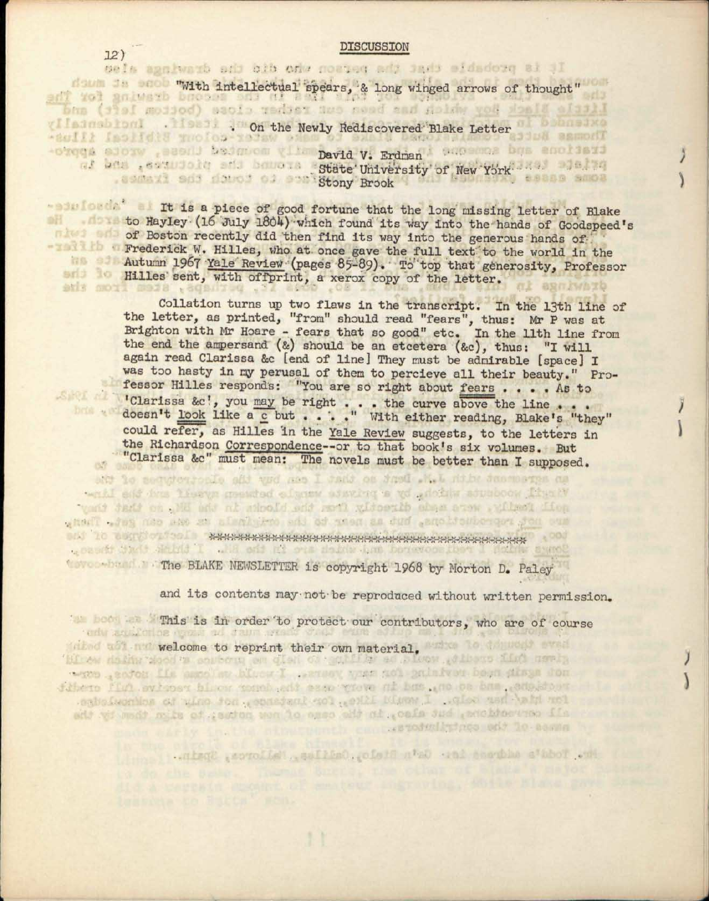## DISCUSSION

"With intellectual spears, & long winged arrows of thought"

On the Newly Rediscovered Blake Letter

David V. Erdman
State University of New York
Stony Brook

It is a piece of good fortune that the long missing letter of Blake to Hayley (16 July 1804) which found its way into the hands of Goodspeed's of Boston recently did then find its way into the generous hands of Frederick W. Hilles, who at once gave the full text to the world in the Autumn 1967 Yale Review (pages 85-89). To top that generosity, Professor Hilles sent, with offprint, a xerox copy of the letter.

Collation turns up two flaws in the transcript. In the 13th line of the letter, as printed, "from" should read "fears", thus: Mr P was at Brighton with Mr Hoare - fears that so good" etc. In the 11th line from the end the ampersand (&) should be an etcetera (&c), thus: "I will again read Clarissa &c [end of line] They must be admirable [space] I was too hasty in my perusal of them to percieve all their beauty." Professor Hilles responds: "You are so right about fears . . . . As to 'Clarissa &c', you may be right . . . the curve above the line . . . doesn't look like a c but . . . ." With either reading, Blake's "they" could refer, as Hilles in the Yale Review suggests, to the letters in the Richardson Correspondence--or to that book's six volumes. But "Clarissa &c" must mean: The novels must be better than I supposed.

\*\*\*\*\*\*\*\*\*\*\*\*\*\*\*\*\*\*\*\*\*\*\*\*\*\*\*\*\*\*\*\*\*\*\*\*\*\*\*\*\*\*\*\*\*\*

The BLAKE NEWSLETTER is copyright 1968 by Morton D. Paley and its contents may not be reproduced without written permission. This is in order to protect our contributors, who are of course welcome to reprint their own material.